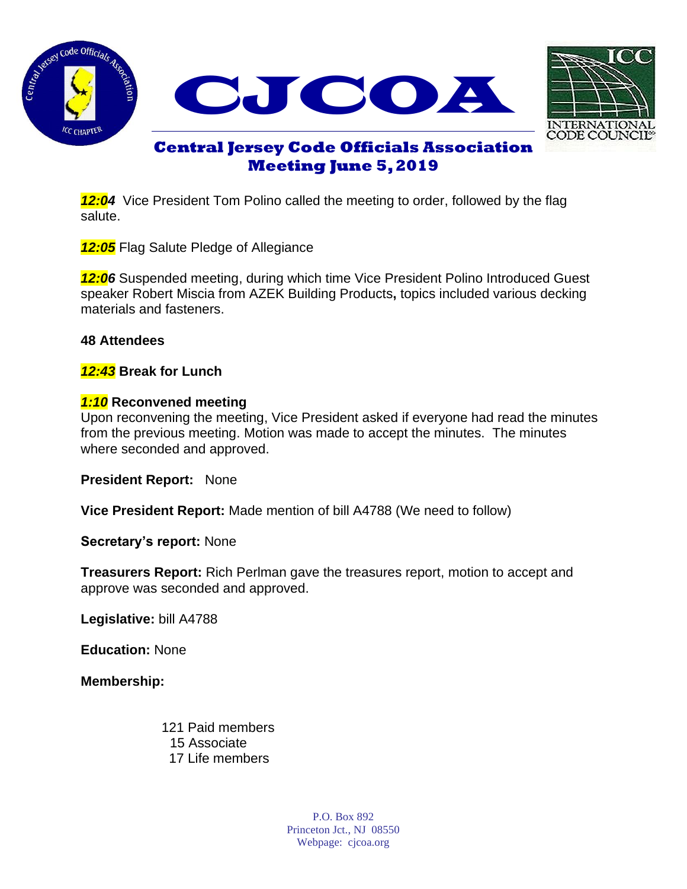# CJCOA

## Central Jersey Code Officials Association
## Meeting June 5, 2019

***12:04*** Vice President Tom Polino called the meeting to order, followed by the flag salute.

***12:05*** Flag Salute Pledge of Allegiance

***12:06*** Suspended meeting, during which time Vice President Polino Introduced Guest speaker Robert Miscia from AZEK Building Products**,** topics included various decking materials and fasteners.

**48 Attendees**

***12:43*** **Break for Lunch**

***1:10*** **Reconvened meeting**
Upon reconvening the meeting, Vice President asked if everyone had read the minutes from the previous meeting. Motion was made to accept the minutes. The minutes where seconded and approved.

**President Report:** None

**Vice President Report:** Made mention of bill A4788 (We need to follow)

**Secretary's report:** None

**Treasurers Report:** Rich Perlman gave the treasures report, motion to accept and approve was seconded and approved.

**Legislative:** bill A4788

**Education:** None

**Membership:**

121 Paid members
15 Associate
17 Life members

P.O. Box 892
Princeton Jct., NJ 08550
Webpage: cjcoa.org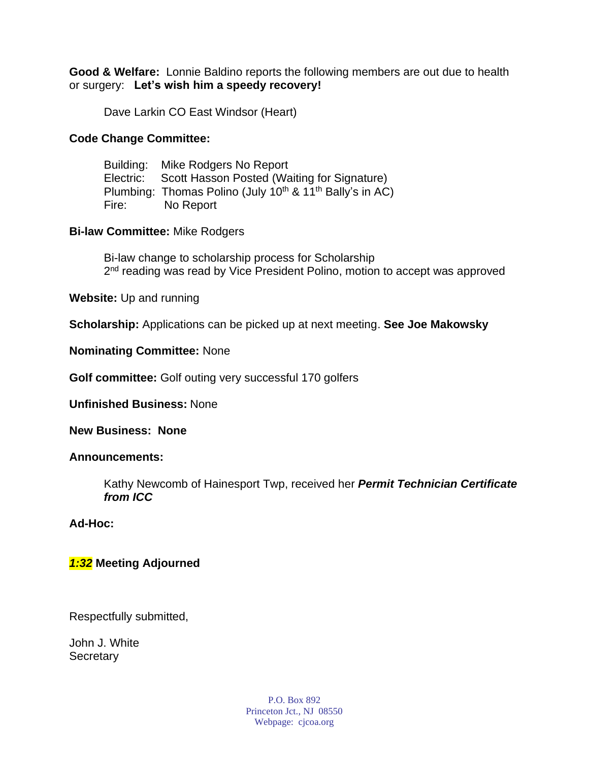**Good & Welfare:** Lonnie Baldino reports the following members are out due to health or surgery: **Let's wish him a speedy recovery!**

Dave Larkin CO East Windsor (Heart)

**Code Change Committee:**

Building: Mike Rodgers No Report
Electric: Scott Hasson Posted (Waiting for Signature)
Plumbing: Thomas Polino (July 10th & 11th Bally's in AC)
Fire: No Report

**Bi-law Committee:** Mike Rodgers

Bi-law change to scholarship process for Scholarship
2nd reading was read by Vice President Polino, motion to accept was approved

**Website:** Up and running

**Scholarship:** Applications can be picked up at next meeting. **See Joe Makowsky**

**Nominating Committee:** None

**Golf committee:** Golf outing very successful 170 golfers

**Unfinished Business:** None

**New Business: None**

**Announcements:**

Kathy Newcomb of Hainesport Twp, received her ***Permit Technician Certificate from ICC***

**Ad-Hoc:**

***1:32*** **Meeting Adjourned**

Respectfully submitted,

John J. White
Secretary

P.O. Box 892
Princeton Jct., NJ 08550
Webpage: cjcoa.org